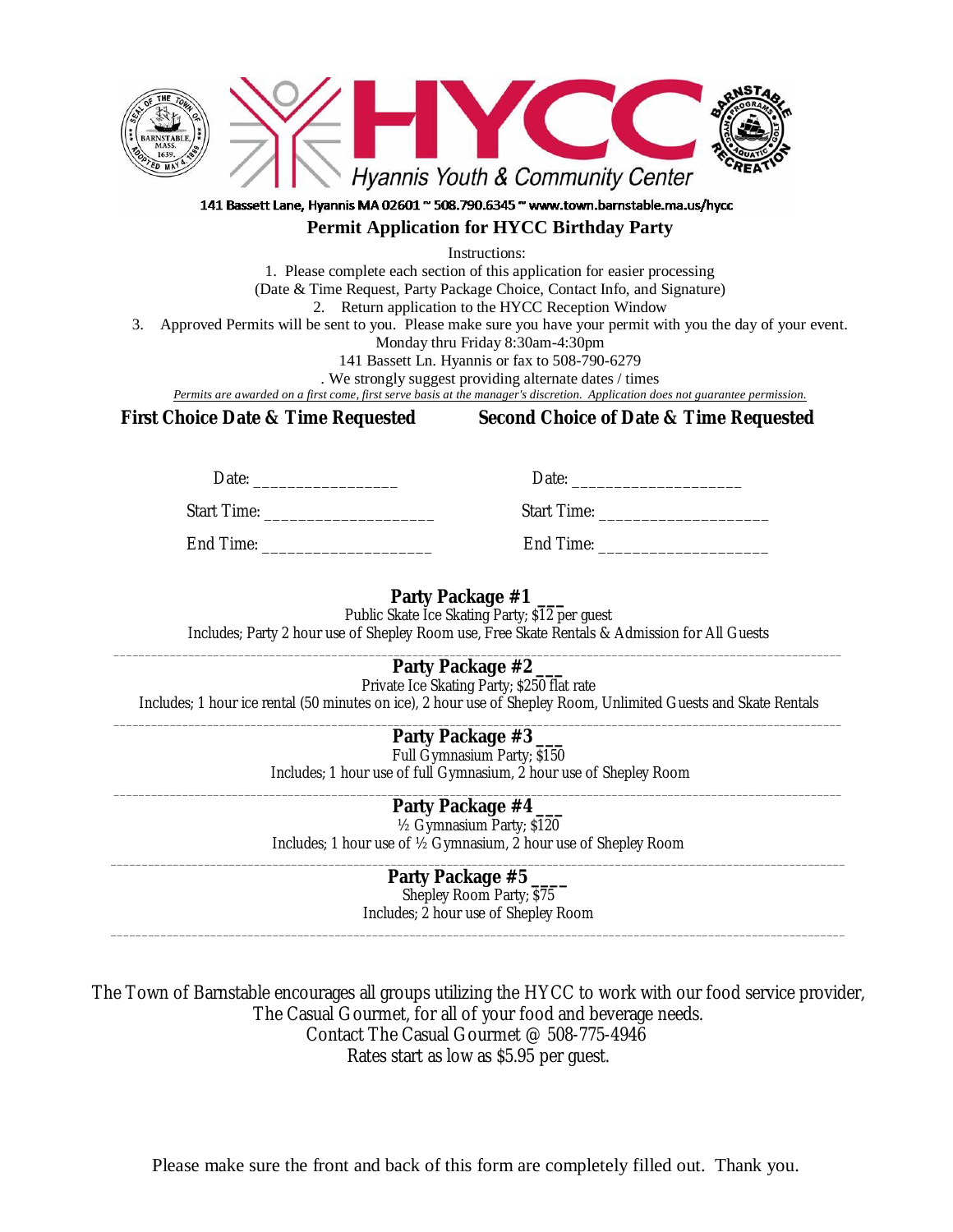# HYCC Hyannis Youth & Community Center

141 Bassett Lane, Hyannis MA 02601 ~ 508.790.6345 ~ www.town.barnstable.ma.us/hycc

## Permit Application for HYCC Birthday Party

Instructions:

1. Please complete each section of this application for easier processing (Date & Time Request, Party Package Choice, Contact Info, and Signature)
2. Return application to the HYCC Reception Window
3. Approved Permits will be sent to you. Please make sure you have your permit with you the day of your event.

Monday thru Friday 8:30am-4:30pm

141 Bassett Ln. Hyannis or fax to 508-790-6279

. We strongly suggest providing alternate dates / times

*Permits are awarded on a first come, first serve basis at the manager's discretion. Application does not guarantee permission.*

**First Choice Date & Time Requested**

Date: _________________

Start Time: ____________________

End Time: ____________________

**Second Choice of Date & Time Requested**

Date: ____________________

Start Time: ____________________

End Time: ____________________

**Party Package #1 ___**

Public Skate Ice Skating Party; $12 per guest

Includes; Party 2 hour use of Shepley Room use, Free Skate Rentals & Admission for All Guests

---

**Party Package #2 ___**

Private Ice Skating Party; $250 flat rate

Includes; 1 hour ice rental (50 minutes on ice), 2 hour use of Shepley Room, Unlimited Guests and Skate Rentals

---

**Party Package #3 ___**

Full Gymnasium Party; $150

Includes; 1 hour use of full Gymnasium, 2 hour use of Shepley Room

---

**Party Package #4 ___**

½ Gymnasium Party; $120

Includes; 1 hour use of ½ Gymnasium, 2 hour use of Shepley Room

---

**Party Package #5 ____**

Shepley Room Party; $75

Includes; 2 hour use of Shepley Room

---

The Town of Barnstable encourages all groups utilizing the HYCC to work with our food service provider, The Casual Gourmet, for all of your food and beverage needs.

Contact The Casual Gourmet @ 508-775-4946

Rates start as low as $5.95 per guest.

Please make sure the front and back of this form are completely filled out. Thank you.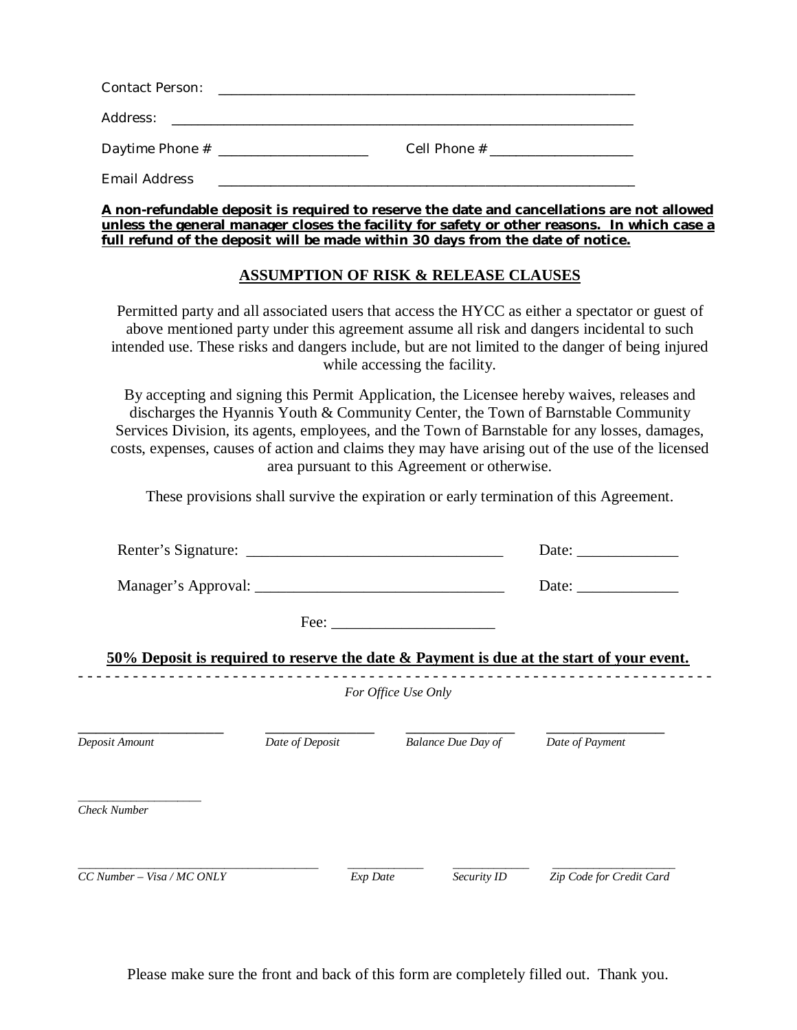Contact Person: ____________________________________________________________

Address: ___________________________________________________________________

Daytime Phone # _____________________ Cell Phone # ____________________

Email Address ____________________________________________________________

**A non-refundable deposit is required to reserve the date and cancellations are not allowed unless the general manager closes the facility for safety or other reasons. In which case a full refund of the deposit will be made within 30 days from the date of notice.**

## ASSUMPTION OF RISK & RELEASE CLAUSES

Permitted party and all associated users that access the HYCC as either a spectator or guest of above mentioned party under this agreement assume all risk and dangers incidental to such intended use. These risks and dangers include, but are not limited to the danger of being injured while accessing the facility.

By accepting and signing this Permit Application, the Licensee hereby waives, releases and discharges the Hyannis Youth & Community Center, the Town of Barnstable Community Services Division, its agents, employees, and the Town of Barnstable for any losses, damages, costs, expenses, causes of action and claims they may have arising out of the use of the licensed area pursuant to this Agreement or otherwise.

These provisions shall survive the expiration or early termination of this Agreement.

Renter's Signature: _________________________________ Date: _____________

Manager's Approval: ________________________________ Date: _____________

Fee: _____________________

**50% Deposit is required to reserve the date & Payment is due at the start of your event.**

- - - - - - - - - - - - - - - - - - - - - - - - - - - - - - - - - - - - - - - - - - - - - - - - - - - - - - - - - - - - - - - - - - - -

*For Office Use Only*

____________________ ______________ ______________ ________________

*Deposit Amount* *Date of Deposit* *Balance Due Day of* *Date of Payment*

__________________

*Check Number*

__________________________________ ___________ ___________ __________________

*CC Number – Visa / MC ONLY* *Exp Date* *Security ID* *Zip Code for Credit Card*

Please make sure the front and back of this form are completely filled out. Thank you.